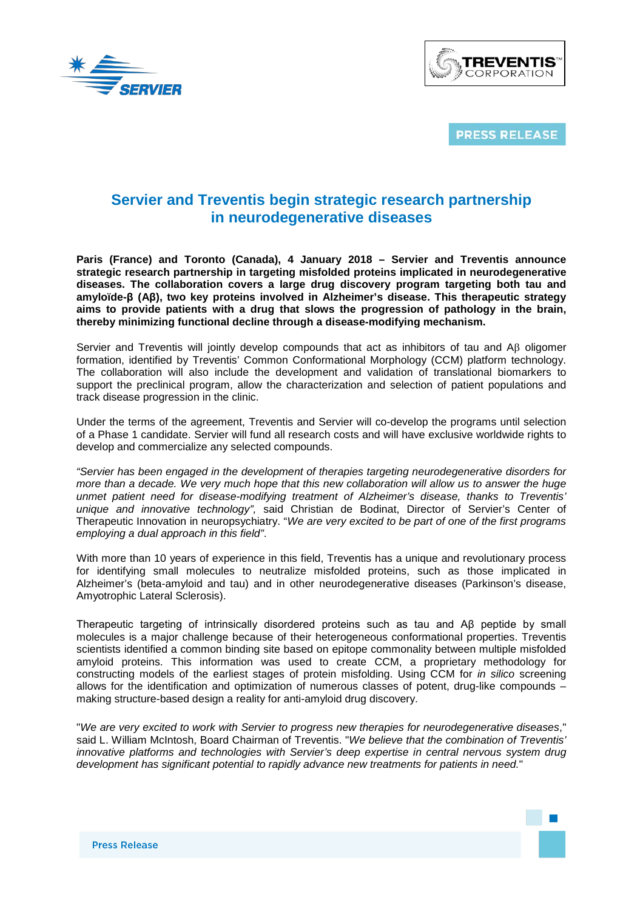PRESS RELEASE

# Servier and Treventis begin strategic research partnership in neurodegenerative diseases

**Paris (France) and Toronto (Canada), 4 January 2018 – Servier and Treventis announce strategic research partnership in targeting misfolded proteins implicated in neurodegenerative diseases. The collaboration covers a large drug discovery program targeting both tau and amyloïde-β (Aβ), two key proteins involved in Alzheimer's disease. This therapeutic strategy aims to provide patients with a drug that slows the progression of pathology in the brain, thereby minimizing functional decline through a disease-modifying mechanism.**

Servier and Treventis will jointly develop compounds that act as inhibitors of tau and Aβ oligomer formation, identified by Treventis' Common Conformational Morphology (CCM) platform technology. The collaboration will also include the development and validation of translational biomarkers to support the preclinical program, allow the characterization and selection of patient populations and track disease progression in the clinic.

Under the terms of the agreement, Treventis and Servier will co-develop the programs until selection of a Phase 1 candidate. Servier will fund all research costs and will have exclusive worldwide rights to develop and commercialize any selected compounds.

*"Servier has been engaged in the development of therapies targeting neurodegenerative disorders for more than a decade. We very much hope that this new collaboration will allow us to answer the huge unmet patient need for disease-modifying treatment of Alzheimer's disease, thanks to Treventis' unique and innovative technology",* said Christian de Bodinat, Director of Servier's Center of Therapeutic Innovation in neuropsychiatry. "*We are very excited to be part of one of the first programs employing a dual approach in this field"*.

With more than 10 years of experience in this field, Treventis has a unique and revolutionary process for identifying small molecules to neutralize misfolded proteins, such as those implicated in Alzheimer's (beta-amyloid and tau) and in other neurodegenerative diseases (Parkinson's disease, Amyotrophic Lateral Sclerosis).

Therapeutic targeting of intrinsically disordered proteins such as tau and Aβ peptide by small molecules is a major challenge because of their heterogeneous conformational properties. Treventis scientists identified a common binding site based on epitope commonality between multiple misfolded amyloid proteins. This information was used to create CCM, a proprietary methodology for constructing models of the earliest stages of protein misfolding. Using CCM for *in silico* screening allows for the identification and optimization of numerous classes of potent, drug-like compounds – making structure-based design a reality for anti-amyloid drug discovery.

"*We are very excited to work with Servier to progress new therapies for neurodegenerative diseases*," said L. William McIntosh, Board Chairman of Treventis. "*We believe that the combination of Treventis' innovative platforms and technologies with Servier's deep expertise in central nervous system drug development has significant potential to rapidly advance new treatments for patients in need.*"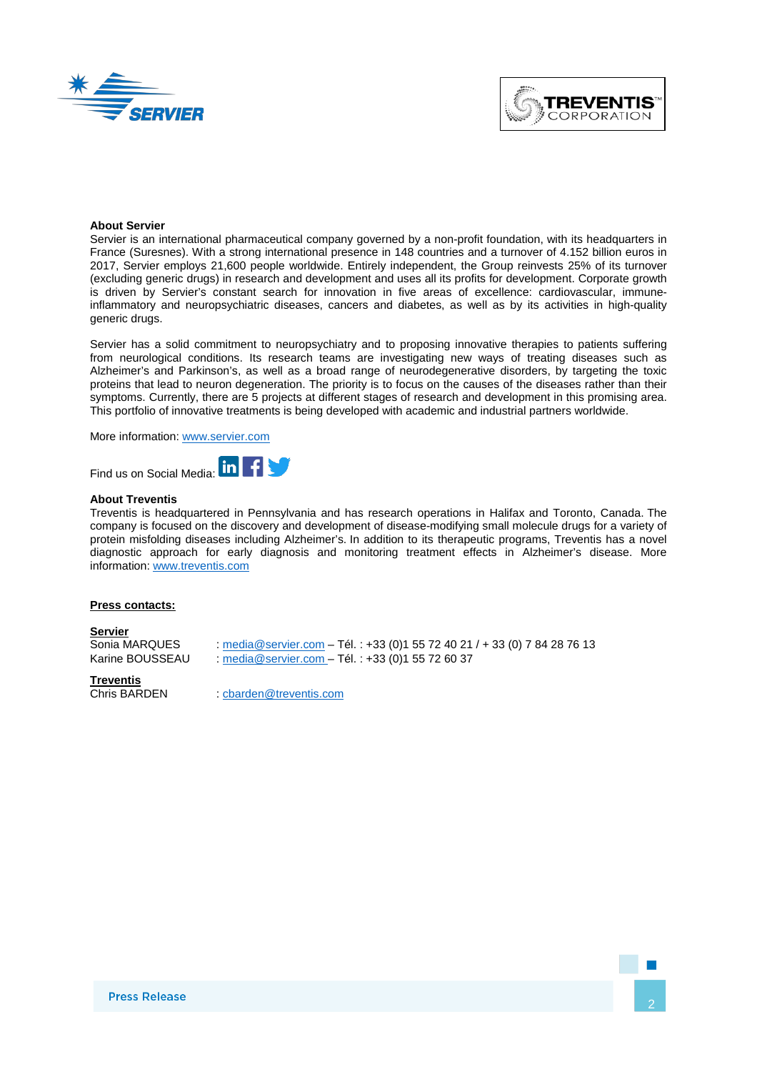**About Servier**

Servier is an international pharmaceutical company governed by a non-profit foundation, with its headquarters in France (Suresnes). With a strong international presence in 148 countries and a turnover of 4.152 billion euros in 2017, Servier employs 21,600 people worldwide. Entirely independent, the Group reinvests 25% of its turnover (excluding generic drugs) in research and development and uses all its profits for development. Corporate growth is driven by Servier's constant search for innovation in five areas of excellence: cardiovascular, immune-inflammatory and neuropsychiatric diseases, cancers and diabetes, as well as by its activities in high-quality generic drugs.

Servier has a solid commitment to neuropsychiatry and to proposing innovative therapies to patients suffering from neurological conditions. Its research teams are investigating new ways of treating diseases such as Alzheimer's and Parkinson's, as well as a broad range of neurodegenerative disorders, by targeting the toxic proteins that lead to neuron degeneration. The priority is to focus on the causes of the diseases rather than their symptoms. Currently, there are 5 projects at different stages of research and development in this promising area. This portfolio of innovative treatments is being developed with academic and industrial partners worldwide.

More information: www.servier.com

Find us on Social Media:

**About Treventis**

Treventis is headquartered in Pennsylvania and has research operations in Halifax and Toronto, Canada. The company is focused on the discovery and development of disease-modifying small molecule drugs for a variety of protein misfolding diseases including Alzheimer's. In addition to its therapeutic programs, Treventis has a novel diagnostic approach for early diagnosis and monitoring treatment effects in Alzheimer's disease. More information: www.treventis.com

**Press contacts:**

**Servier**

Sonia MARQUES : media@servier.com – Tél. : +33 (0)1 55 72 40 21 / + 33 (0) 7 84 28 76 13

Karine BOUSSEAU : media@servier.com – Tél. : +33 (0)1 55 72 60 37

**Treventis**

Chris BARDEN : cbarden@treventis.com